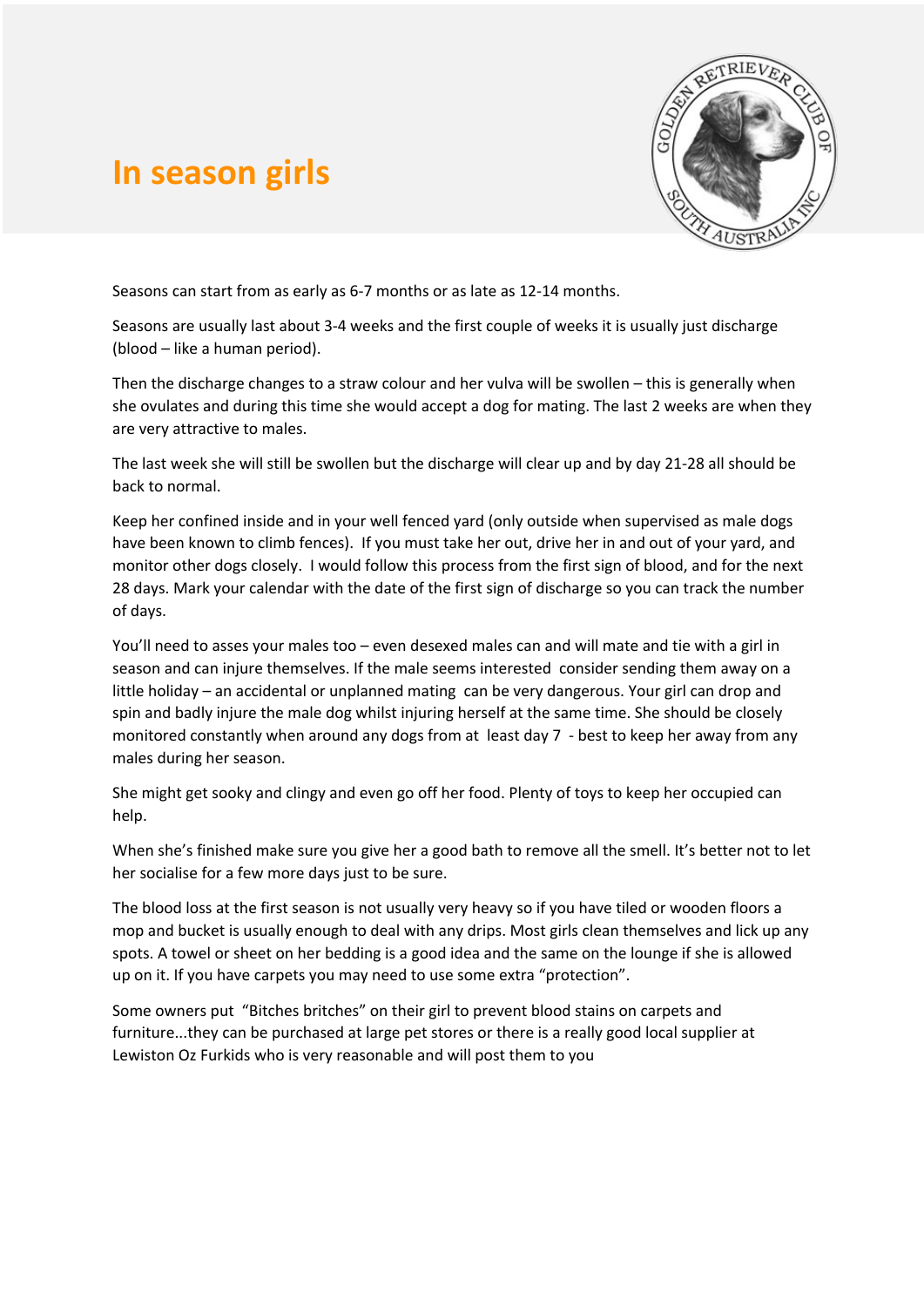# In season girls

Seasons can start from as early as 6-7 months or as late as 12-14 months.

Seasons are usually last about 3-4 weeks and the first couple of weeks it is usually just discharge (blood – like a human period).

Then the discharge changes to a straw colour and her vulva will be swollen – this is generally when she ovulates and during this time she would accept a dog for mating. The last 2 weeks are when they are very attractive to males.

The last week she will still be swollen but the discharge will clear up and by day 21-28 all should be back to normal.

Keep her confined inside and in your well fenced yard (only outside when supervised as male dogs have been known to climb fences). If you must take her out, drive her in and out of your yard, and monitor other dogs closely. I would follow this process from the first sign of blood, and for the next 28 days. Mark your calendar with the date of the first sign of discharge so you can track the number of days.

You'll need to asses your males too – even desexed males can and will mate and tie with a girl in season and can injure themselves. If the male seems interested consider sending them away on a little holiday – an accidental or unplanned mating can be very dangerous. Your girl can drop and spin and badly injure the male dog whilst injuring herself at the same time. She should be closely monitored constantly when around any dogs from at least day 7 - best to keep her away from any males during her season.

She might get sooky and clingy and even go off her food. Plenty of toys to keep her occupied can help.

When she's finished make sure you give her a good bath to remove all the smell. It's better not to let her socialise for a few more days just to be sure.

The blood loss at the first season is not usually very heavy so if you have tiled or wooden floors a mop and bucket is usually enough to deal with any drips. Most girls clean themselves and lick up any spots. A towel or sheet on her bedding is a good idea and the same on the lounge if she is allowed up on it. If you have carpets you may need to use some extra "protection".

Some owners put "Bitches britches" on their girl to prevent blood stains on carpets and furniture...they can be purchased at large pet stores or there is a really good local supplier at Lewiston Oz Furkids who is very reasonable and will post them to you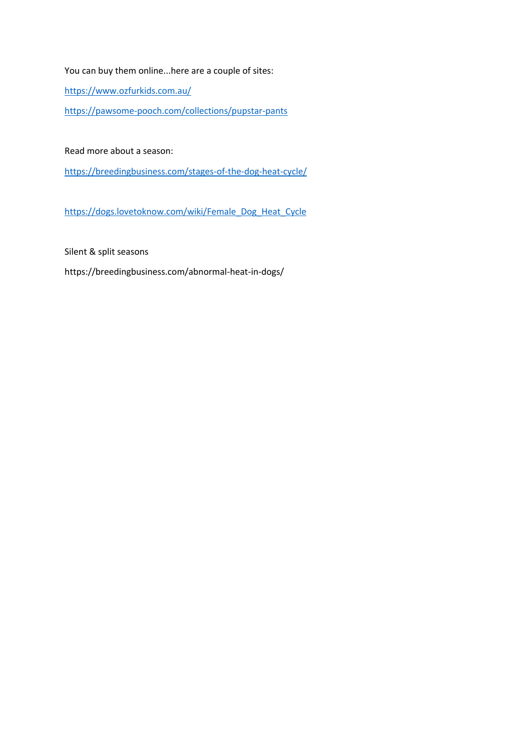You can buy them online...here are a couple of sites:

https://www.ozfurkids.com.au/

https://pawsome-pooch.com/collections/pupstar-pants

Read more about a season:

https://breedingbusiness.com/stages-of-the-dog-heat-cycle/

https://dogs.lovetoknow.com/wiki/Female_Dog_Heat_Cycle

Silent & split seasons

https://breedingbusiness.com/abnormal-heat-in-dogs/